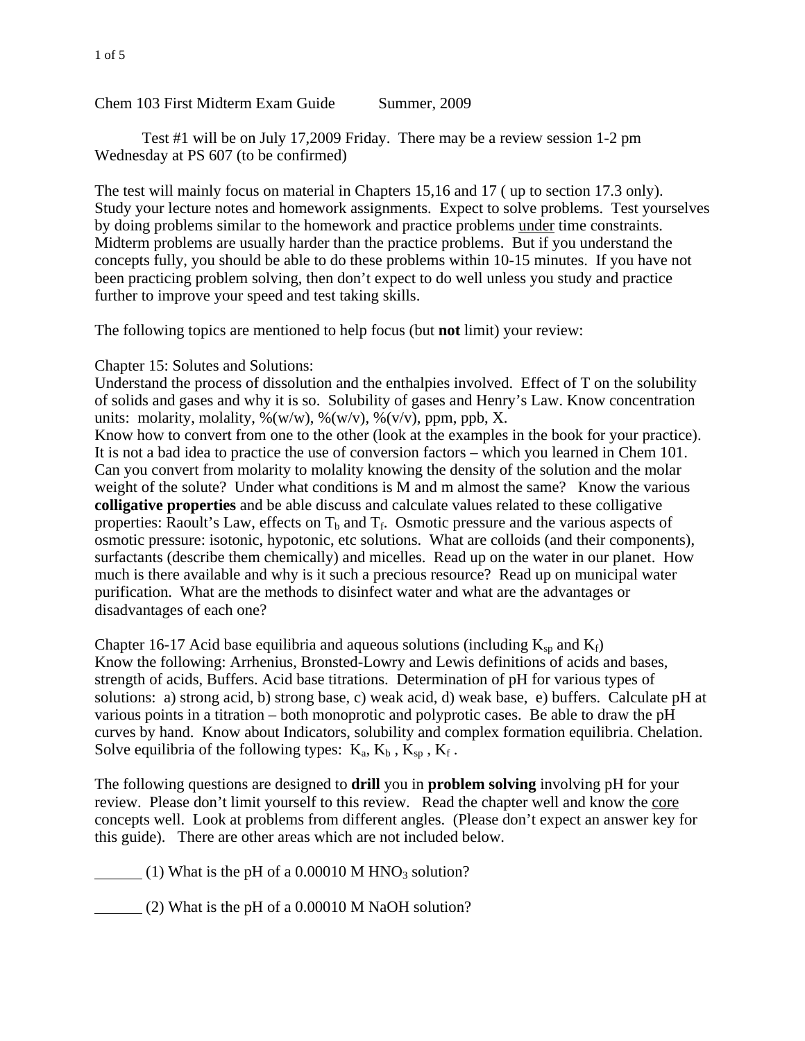# Chem 103 First Midterm Exam Guide Summer, 2009

Test #1 will be on July 17,2009 Friday. There may be a review session 1-2 pm Wednesday at PS 607 (to be confirmed)

The test will mainly focus on material in Chapters 15,16 and 17 ( up to section 17.3 only). Study your lecture notes and homework assignments. Expect to solve problems. Test yourselves by doing problems similar to the homework and practice problems <u>under</u> time constraints. Midterm problems are usually harder than the practice problems. But if you understand the concepts fully, you should be able to do these problems within 10-15 minutes. If you have not been practicing problem solving, then don't expect to do well unless you study and practice further to improve your speed and test taking skills.

The following topics are mentioned to help focus (but **not** limit) your review:

Chapter 15: Solutes and Solutions:
Understand the process of dissolution and the enthalpies involved. Effect of T on the solubility of solids and gases and why it is so. Solubility of gases and Henry's Law. Know concentration units: molarity, molality, %(w/w), %(w/v), %(v/v), ppm, ppb, X.
Know how to convert from one to the other (look at the examples in the book for your practice). It is not a bad idea to practice the use of conversion factors – which you learned in Chem 101. Can you convert from molarity to molality knowing the density of the solution and the molar weight of the solute? Under what conditions is M and m almost the same? Know the various **colligative properties** and be able discuss and calculate values related to these colligative properties: Raoult's Law, effects on $T_b$ and $T_f$. Osmotic pressure and the various aspects of osmotic pressure: isotonic, hypotonic, etc solutions. What are colloids (and their components), surfactants (describe them chemically) and micelles. Read up on the water in our planet. How much is there available and why is it such a precious resource? Read up on municipal water purification. What are the methods to disinfect water and what are the advantages or disadvantages of each one?

Chapter 16-17 Acid base equilibria and aqueous solutions (including $K_{sp}$ and $K_f$)
Know the following: Arrhenius, Bronsted-Lowry and Lewis definitions of acids and bases, strength of acids, Buffers. Acid base titrations. Determination of pH for various types of solutions: a) strong acid, b) strong base, c) weak acid, d) weak base, e) buffers. Calculate pH at various points in a titration – both monoprotic and polyprotic cases. Be able to draw the pH curves by hand. Know about Indicators, solubility and complex formation equilibria. Chelation. Solve equilibria of the following types: $K_a$, $K_b$ , $K_{sp}$ , $K_f$ .

The following questions are designed to **drill** you in **problem solving** involving pH for your review. Please don't limit yourself to this review. Read the chapter well and know the <u>core</u> concepts well. Look at problems from different angles. (Please don't expect an answer key for this guide). There are other areas which are not included below.

______ (1) What is the pH of a 0.00010 M $HNO_3$ solution?

______ (2) What is the pH of a 0.00010 M NaOH solution?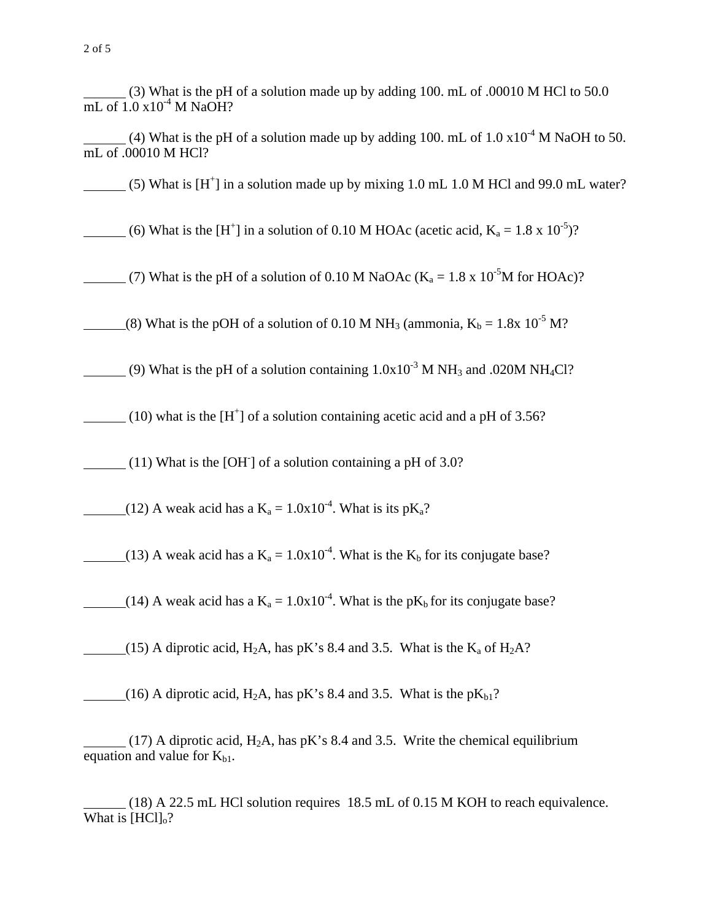______ (3) What is the pH of a solution made up by adding 100. mL of .00010 M HCl to 50.0 mL of $1.0 \times 10^{-4}$ M NaOH?

______ (4) What is the pH of a solution made up by adding 100. mL of $1.0 \times 10^{-4}$ M NaOH to 50. mL of .00010 M HCl?

______ (5) What is $[H^+]$ in a solution made up by mixing 1.0 mL 1.0 M HCl and 99.0 mL water?

______ (6) What is the $[H^+]$ in a solution of 0.10 M HOAc (acetic acid, $K_a = 1.8 \times 10^{-5}$)?

______ (7) What is the pH of a solution of 0.10 M NaOAc ($K_a = 1.8 \times 10^{-5}$M for HOAc)?

______(8) What is the pOH of a solution of 0.10 M $NH_3$ (ammonia, $K_b = 1.8 \times 10^{-5}$ M?

______ (9) What is the pH of a solution containing $1.0 \times 10^{-3}$ M $NH_3$ and .020M $NH_4Cl$?

______ (10) what is the $[H^+]$ of a solution containing acetic acid and a pH of 3.56?

______ (11) What is the $[OH^-]$ of a solution containing a pH of 3.0?

______(12) A weak acid has a $K_a = 1.0 \times 10^{-4}$. What is its $pK_a$?

______(13) A weak acid has a $K_a = 1.0 \times 10^{-4}$. What is the $K_b$ for its conjugate base?

______(14) A weak acid has a $K_a = 1.0 \times 10^{-4}$. What is the $pK_b$ for its conjugate base?

______(15) A diprotic acid, $H_2A$, has pK's 8.4 and 3.5. What is the $K_a$ of $H_2A$?

______(16) A diprotic acid, $H_2A$, has pK's 8.4 and 3.5. What is the $pK_{b1}$?

______ (17) A diprotic acid, $H_2A$, has pK's 8.4 and 3.5. Write the chemical equilibrium equation and value for $K_{b1}$.

______ (18) A 22.5 mL HCl solution requires 18.5 mL of 0.15 M KOH to reach equivalence. What is $[HCl]_o$?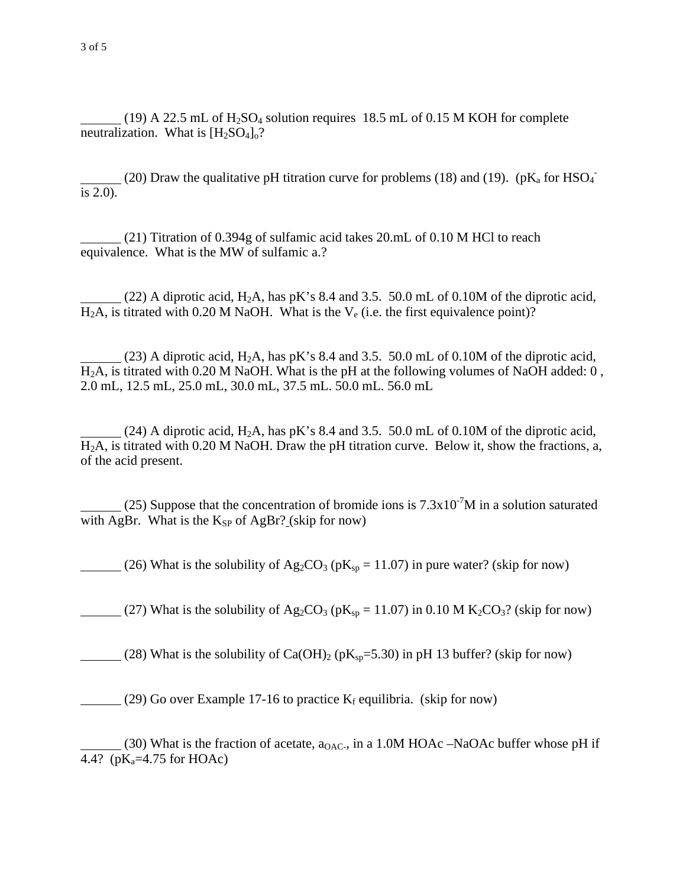______ (19) A 22.5 mL of $H_2SO_4$ solution requires 18.5 mL of 0.15 M KOH for complete neutralization. What is $[H_2SO_4]_o$?

______ (20) Draw the qualitative pH titration curve for problems (18) and (19). ($pK_a$ for $HSO_4^-$ is 2.0).

______ (21) Titration of 0.394g of sulfamic acid takes 20.mL of 0.10 M HCl to reach equivalence. What is the MW of sulfamic a.?

______ (22) A diprotic acid, $H_2A$, has pK's 8.4 and 3.5. 50.0 mL of 0.10M of the diprotic acid, $H_2A$, is titrated with 0.20 M NaOH. What is the $V_e$ (i.e. the first equivalence point)?

______ (23) A diprotic acid, $H_2A$, has pK's 8.4 and 3.5. 50.0 mL of 0.10M of the diprotic acid, $H_2A$, is titrated with 0.20 M NaOH. What is the pH at the following volumes of NaOH added: 0 , 2.0 mL, 12.5 mL, 25.0 mL, 30.0 mL, 37.5 mL. 50.0 mL. 56.0 mL

______ (24) A diprotic acid, $H_2A$, has pK's 8.4 and 3.5. 50.0 mL of 0.10M of the diprotic acid, $H_2A$, is titrated with 0.20 M NaOH. Draw the pH titration curve. Below it, show the fractions, a, of the acid present.

______ (25) Suppose that the concentration of bromide ions is $7.3 \times 10^{-7}$M in a solution saturated with AgBr. What is the $K_{SP}$ of AgBr? (skip for now)

______ (26) What is the solubility of $Ag_2CO_3$ ($pK_{sp} = 11.07$) in pure water? (skip for now)

______ (27) What is the solubility of $Ag_2CO_3$ ($pK_{sp} = 11.07$) in 0.10 M $K_2CO_3$? (skip for now)

______ (28) What is the solubility of $Ca(OH)_2$ ($pK_{sp}$=5.30) in pH 13 buffer? (skip for now)

______ (29) Go over Example 17-16 to practice $K_f$ equilibria. (skip for now)

______ (30) What is the fraction of acetate, $a_{OAC-}$, in a 1.0M HOAc –NaOAc buffer whose pH if 4.4? ($pK_a$=4.75 for HOAc)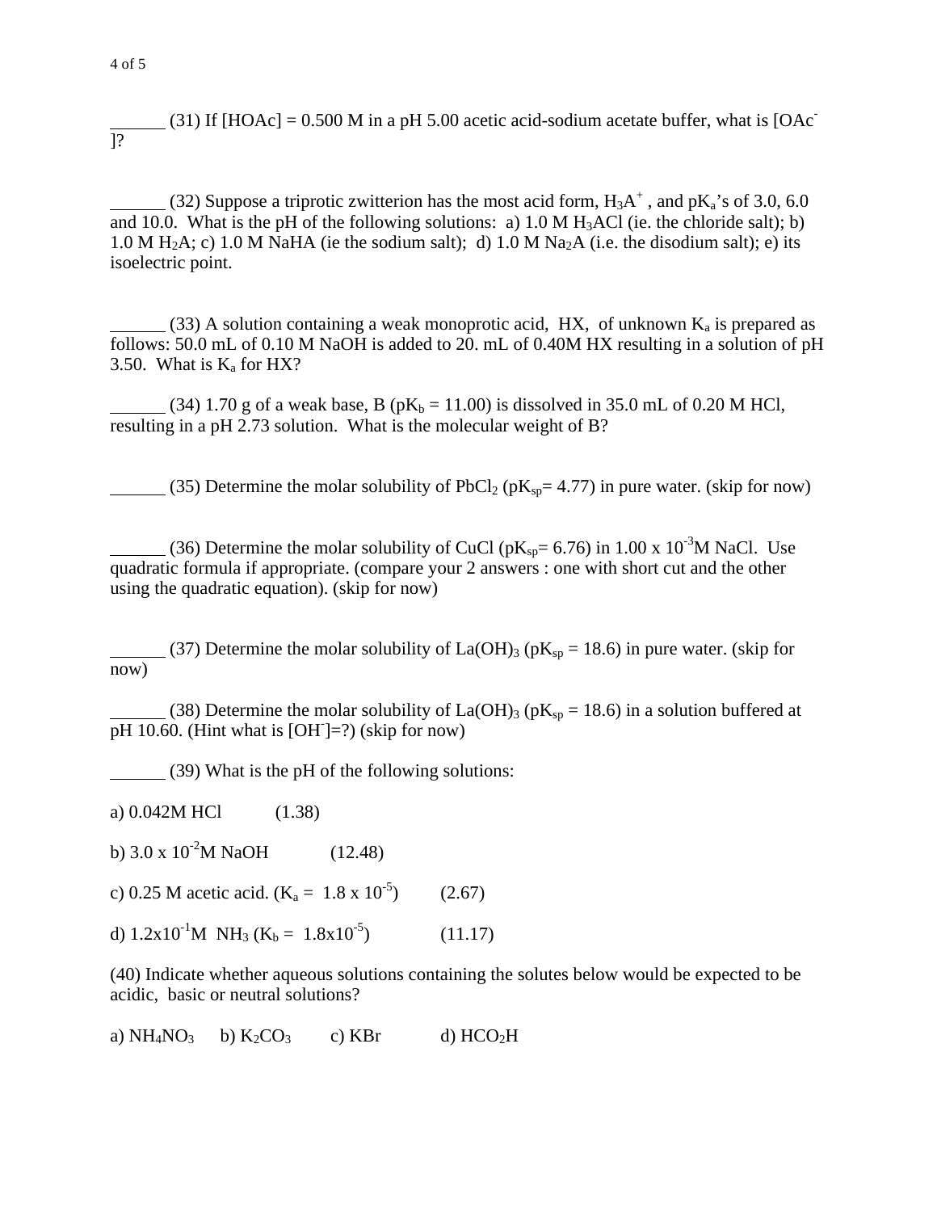______ (31) If [HOAc] = 0.500 M in a pH 5.00 acetic acid-sodium acetate buffer, what is $[OAc^-]$?

______ (32) Suppose a triprotic zwitterion has the most acid form, $H_3A^+$ , and $pK_a$'s of 3.0, 6.0 and 10.0. What is the pH of the following solutions: a) 1.0 M $H_3ACl$ (ie. the chloride salt); b) 1.0 M $H_2A$; c) 1.0 M NaHA (ie the sodium salt); d) 1.0 M $Na_2A$ (i.e. the disodium salt); e) its isoelectric point.

______ (33) A solution containing a weak monoprotic acid, HX, of unknown $K_a$ is prepared as follows: 50.0 mL of 0.10 M NaOH is added to 20. mL of 0.40M HX resulting in a solution of pH 3.50. What is $K_a$ for HX?

______ (34) 1.70 g of a weak base, B ($pK_b$ = 11.00) is dissolved in 35.0 mL of 0.20 M HCl, resulting in a pH 2.73 solution. What is the molecular weight of B?

______ (35) Determine the molar solubility of $PbCl_2$ ($pK_{sp}$= 4.77) in pure water. (skip for now)

______ (36) Determine the molar solubility of CuCl ($pK_{sp}$= 6.76) in 1.00 x $10^{-3}$M NaCl. Use quadratic formula if appropriate. (compare your 2 answers : one with short cut and the other using the quadratic equation). (skip for now)

______ (37) Determine the molar solubility of $La(OH)_3$ ($pK_{sp}$ = 18.6) in pure water. (skip for now)

______ (38) Determine the molar solubility of $La(OH)_3$ ($pK_{sp}$ = 18.6) in a solution buffered at pH 10.60. (Hint what is $[OH^-]$=?) (skip for now)

______ (39) What is the pH of the following solutions:

a) 0.042M HCl (1.38)

b) 3.0 x $10^{-2}$M NaOH (12.48)

c) 0.25 M acetic acid. ($K_a$ = 1.8 x $10^{-5}$) (2.67)

d) 1.2x$10^{-1}$M $NH_3$ ($K_b$ = 1.8x$10^{-5}$) (11.17)

(40) Indicate whether aqueous solutions containing the solutes below would be expected to be acidic, basic or neutral solutions?

a) $NH_4NO_3$ b) $K_2CO_3$ c) KBr d) $HCO_2H$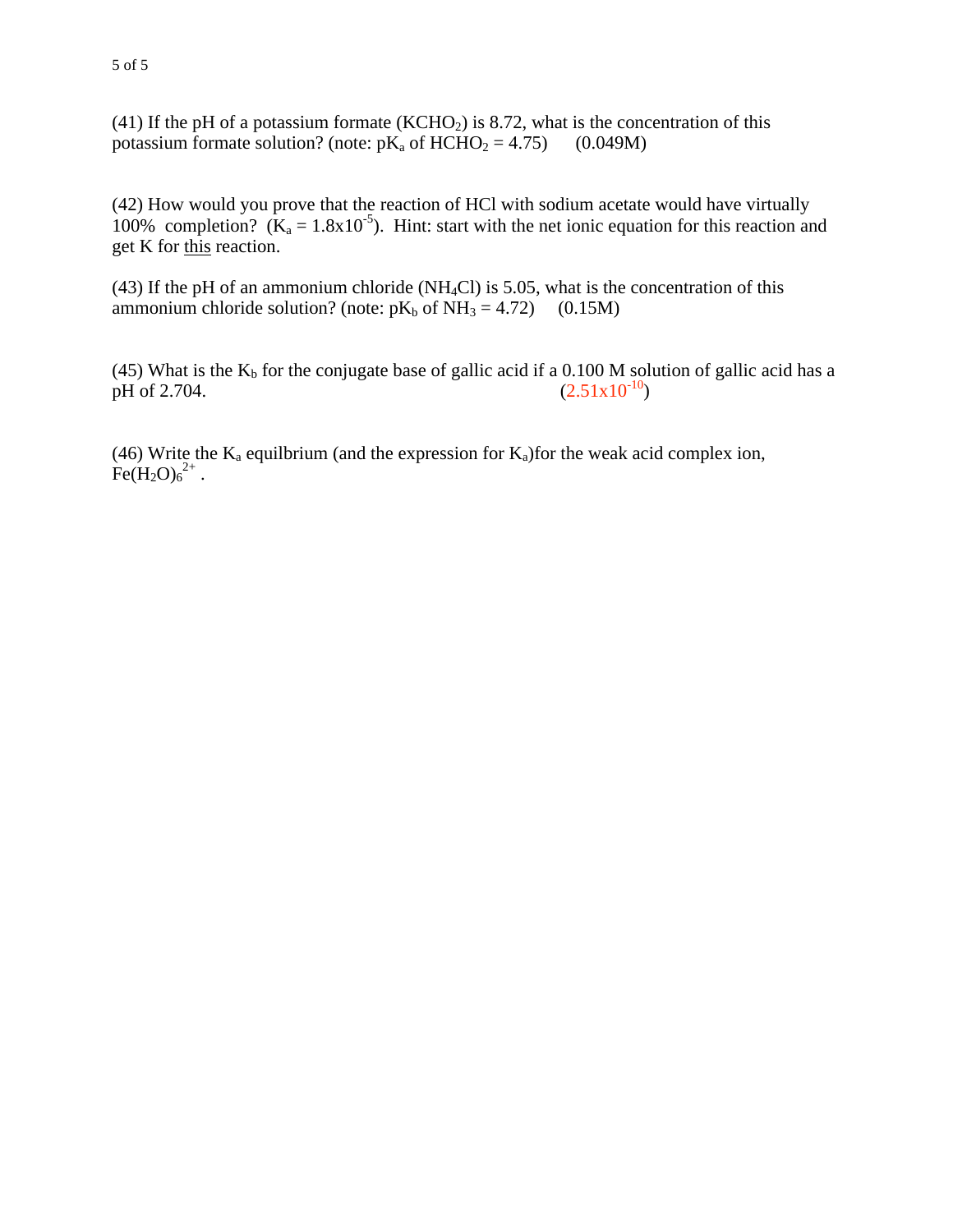(41) If the pH of a potassium formate ($KCHO_2$) is 8.72, what is the concentration of this potassium formate solution? (note: $pK_a$ of $HCHO_2$ = 4.75)     (0.049M)

(42) How would you prove that the reaction of HCl with sodium acetate would have virtually 100% completion? ($K_a = 1.8 \times 10^{-5}$). Hint: start with the net ionic equation for this reaction and get K for this reaction.

(43) If the pH of an ammonium chloride ($NH_4Cl$) is 5.05, what is the concentration of this ammonium chloride solution? (note: $pK_b$ of $NH_3$ = 4.72)     (0.15M)

(45) What is the $K_b$ for the conjugate base of gallic acid if a 0.100 M solution of gallic acid has a pH of 2.704.     ($2.51 \times 10^{-10}$)

(46) Write the $K_a$ equilbrium (and the expression for $K_a$)for the weak acid complex ion, $Fe(H_2O)_6^{2+}$ .